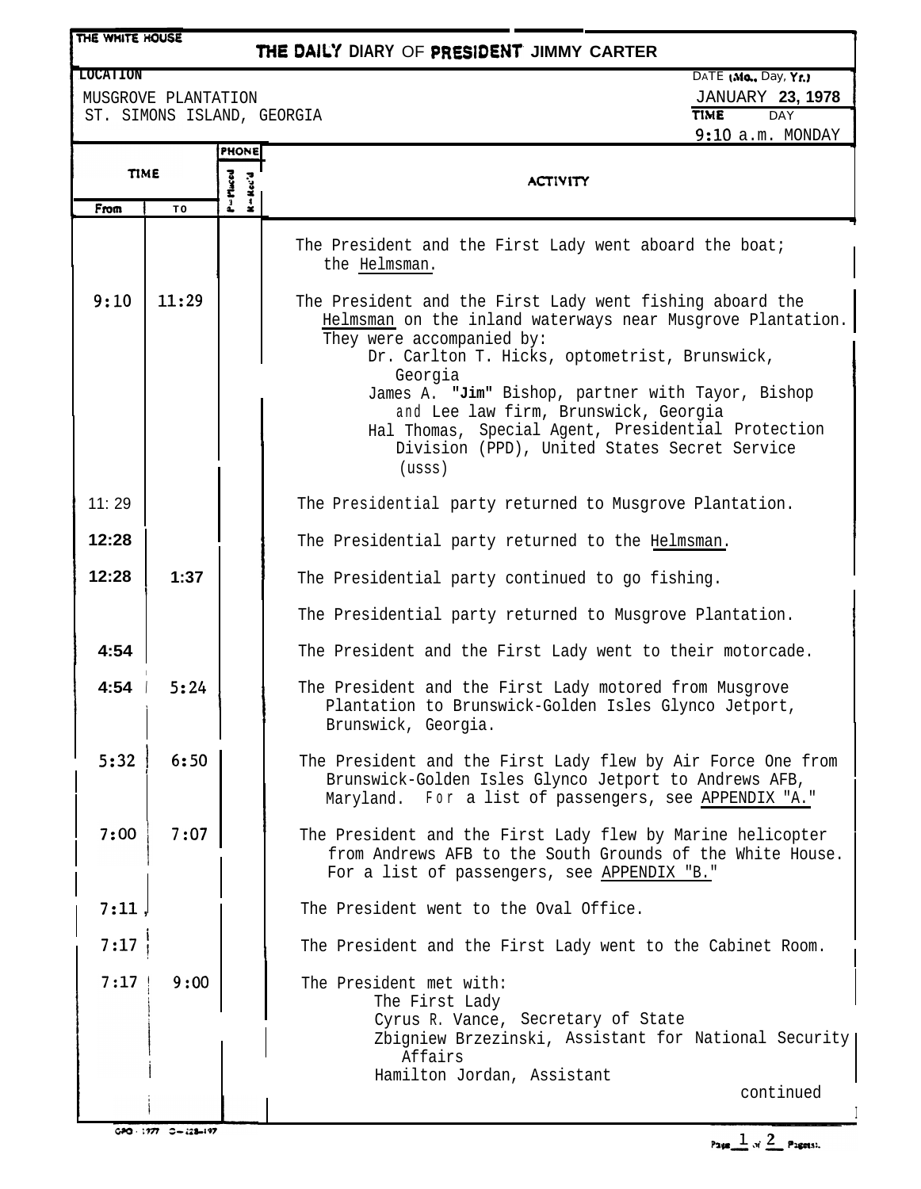# THE DAILY DIARY OF PRESIDENT JIMMY CARTER

THE WHITE HOUSE

**LOCATION**
MUSGROVE PLANTATION
ST. SIMONS ISLAND, GEORGIA

**DATE (Mo., Day, Yr.)** JANUARY 23, 1978
**TIME** 9:10 a.m. **DAY** MONDAY

| TIME From | TIME To | PHONE P=Placed | PHONE R=Rec'd | ACTIVITY |
|---|---|---|---|---|
| | | | | The President and the First Lady went aboard the boat; the Helmsman. |
| 9:10 | 11:29 | | | The President and the First Lady went fishing aboard the Helmsman on the inland waterways near Musgrove Plantation. They were accompanied by:<br>Dr. Carlton T. Hicks, optometrist, Brunswick, Georgia<br>James A. "Jim" Bishop, partner with Tayor, Bishop and Lee law firm, Brunswick, Georgia<br>Hal Thomas, Special Agent, Presidential Protection Division (PPD), United States Secret Service (usss) |
| 11:29 | | | | The Presidential party returned to Musgrove Plantation. |
| 12:28 | | | | The Presidential party returned to the Helmsman. |
| 12:28 | 1:37 | | | The Presidential party continued to go fishing. |
| | | | | The Presidential party returned to Musgrove Plantation. |
| 4:54 | | | | The President and the First Lady went to their motorcade. |
| 4:54 | 5:24 | | | The President and the First Lady motored from Musgrove Plantation to Brunswick-Golden Isles Glynco Jetport, Brunswick, Georgia. |
| 5:32 | 6:50 | | | The President and the First Lady flew by Air Force One from Brunswick-Golden Isles Glynco Jetport to Andrews AFB, Maryland. For a list of passengers, see APPENDIX "A." |
| 7:00 | 7:07 | | | The President and the First Lady flew by Marine helicopter from Andrews AFB to the South Grounds of the White House. For a list of passengers, see APPENDIX "B." |
| 7:11 | | | | The President went to the Oval Office. |
| 7:17 | | | | The President and the First Lady went to the Cabinet Room. |
| 7:17 | 9:00 | | | The President met with:<br>The First Lady<br>Cyrus R. Vance, Secretary of State<br>Zbigniew Brzezinski, Assistant for National Security Affairs<br>Hamilton Jordan, Assistant<br>continued |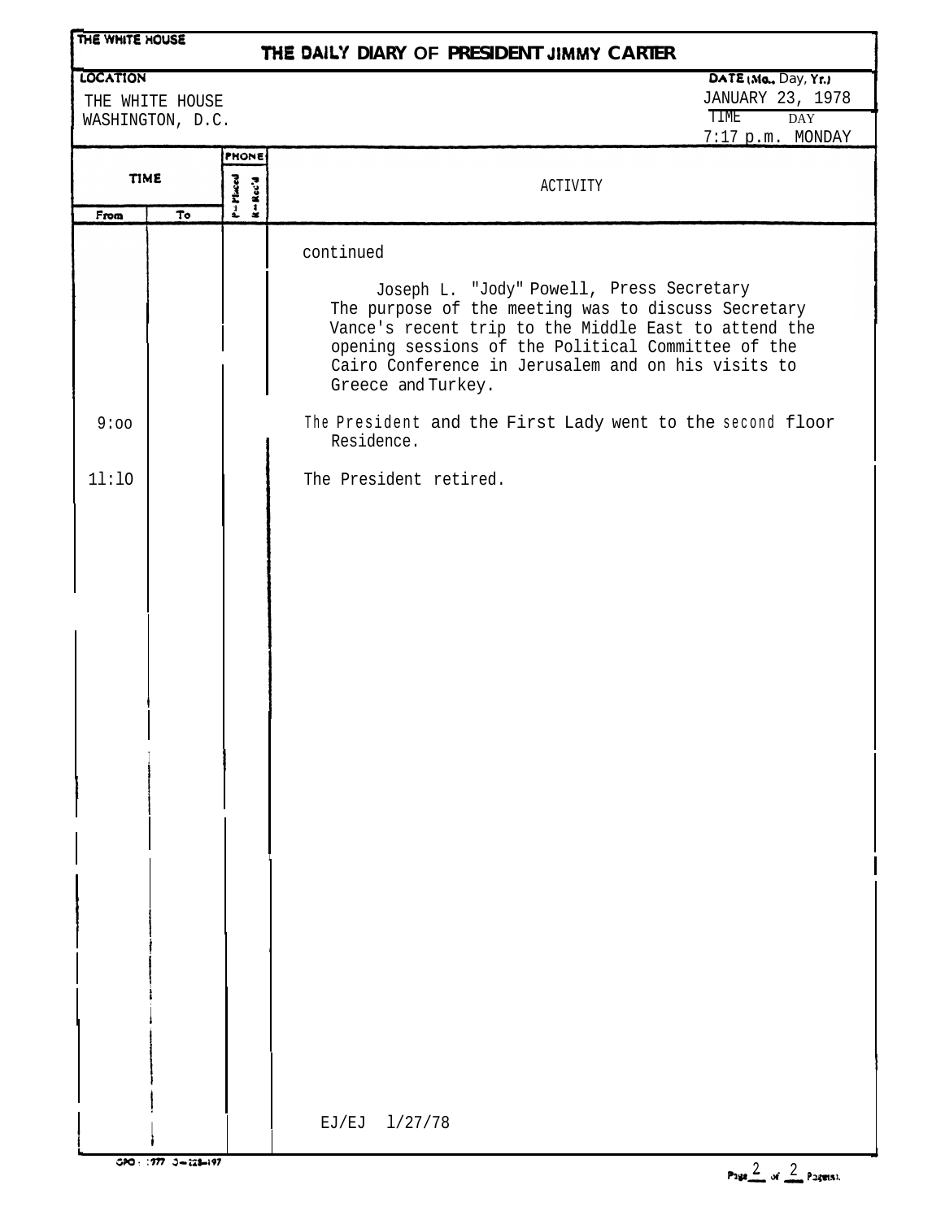THE WHITE HOUSE

# THE DAILY DIARY OF PRESIDENT JIMMY CARTER

LOCATION
THE WHITE HOUSE
WASHINGTON, D.C.

DATE (Mo., Day, Yr.)
JANUARY 23, 1978

TIME DAY
7:17 p.m. MONDAY

| TIME From | TIME To | PHONE P=Placed R=Rec'd | ACTIVITY |
|---|---|---|---|
| | | | continued |
| | | | Joseph L. "Jody" Powell, Press Secretary The purpose of the meeting was to discuss Secretary Vance's recent trip to the Middle East to attend the opening sessions of the Political Committee of the Cairo Conference in Jerusalem and on his visits to Greece and Turkey. |
| 9:oo | | | The President and the First Lady went to the second floor Residence. |
| 1l:lO | | | The President retired. |

EJ/EJ l/27/78

GPO : 1977 O-228-197